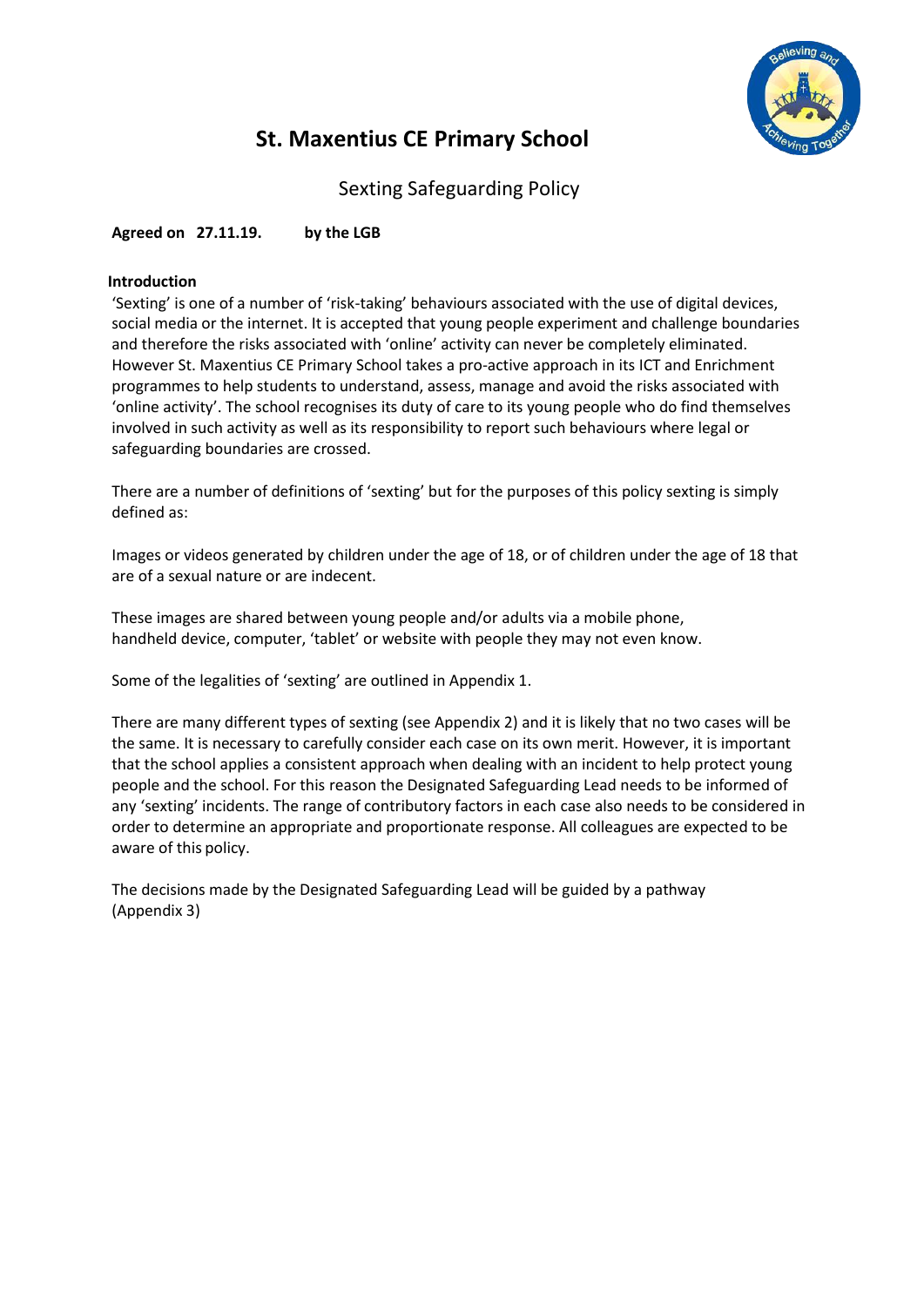# St. Maxentius CE Primary School

## Sexting Safeguarding Policy

**Agreed on 27.11.19. by the LGB**

**Introduction**

'Sexting' is one of a number of 'risk-taking' behaviours associated with the use of digital devices, social media or the internet. It is accepted that young people experiment and challenge boundaries and therefore the risks associated with 'online' activity can never be completely eliminated. However St. Maxentius CE Primary School takes a pro-active approach in its ICT and Enrichment programmes to help students to understand, assess, manage and avoid the risks associated with 'online activity'. The school recognises its duty of care to its young people who do find themselves involved in such activity as well as its responsibility to report such behaviours where legal or safeguarding boundaries are crossed.

There are a number of definitions of 'sexting' but for the purposes of this policy sexting is simply defined as:

Images or videos generated by children under the age of 18, or of children under the age of 18 that are of a sexual nature or are indecent.

These images are shared between young people and/or adults via a mobile phone, handheld device, computer, 'tablet' or website with people they may not even know.

Some of the legalities of 'sexting' are outlined in Appendix 1.

There are many different types of sexting (see Appendix 2) and it is likely that no two cases will be the same. It is necessary to carefully consider each case on its own merit. However, it is important that the school applies a consistent approach when dealing with an incident to help protect young people and the school. For this reason the Designated Safeguarding Lead needs to be informed of any 'sexting' incidents. The range of contributory factors in each case also needs to be considered in order to determine an appropriate and proportionate response. All colleagues are expected to be aware of this policy.

The decisions made by the Designated Safeguarding Lead will be guided by a pathway (Appendix 3)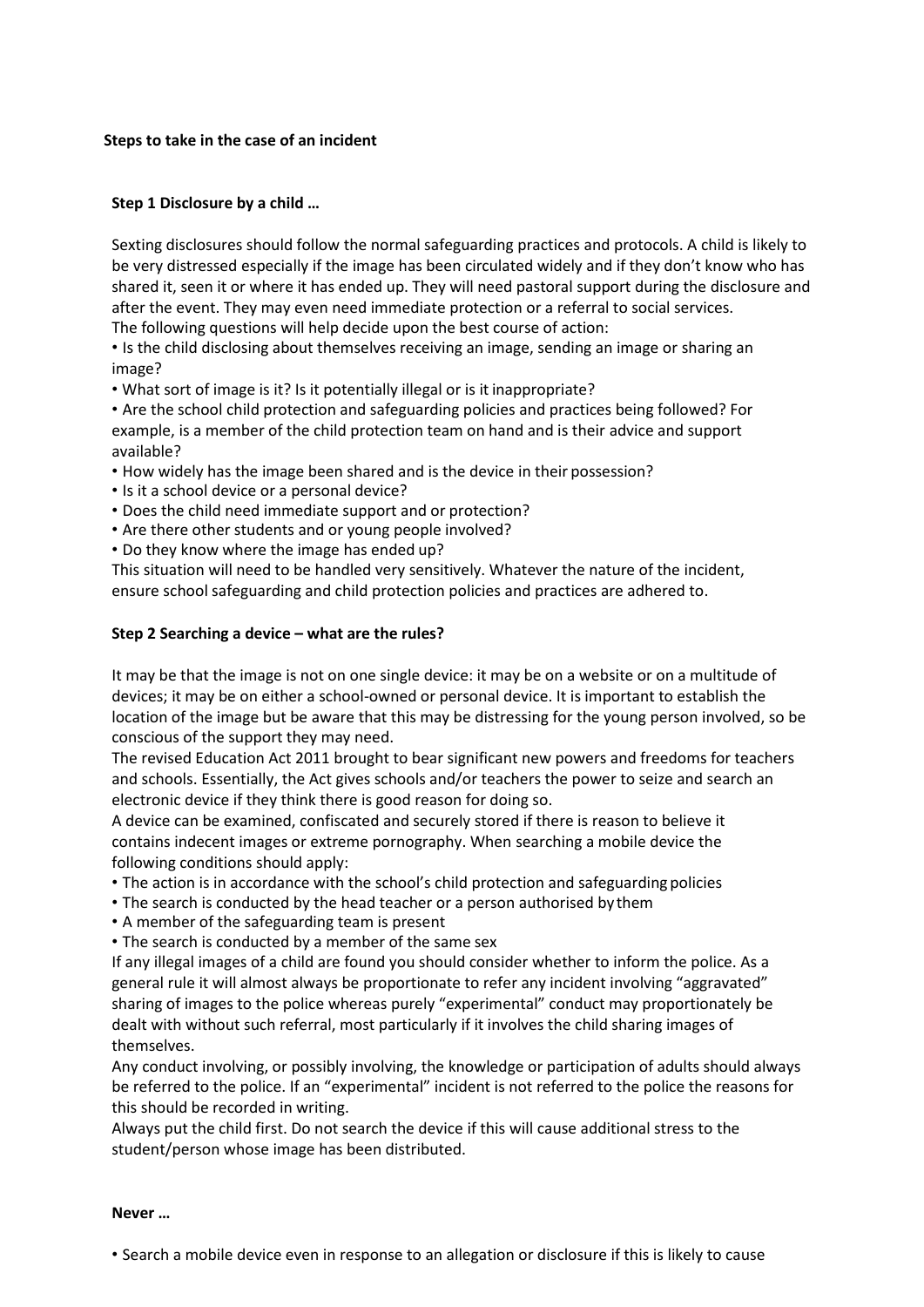## Steps to take in the case of an incident

### Step 1 Disclosure by a child …

Sexting disclosures should follow the normal safeguarding practices and protocols. A child is likely to be very distressed especially if the image has been circulated widely and if they don't know who has shared it, seen it or where it has ended up. They will need pastoral support during the disclosure and after the event. They may even need immediate protection or a referral to social services.
The following questions will help decide upon the best course of action:

- Is the child disclosing about themselves receiving an image, sending an image or sharing an image?
- What sort of image is it? Is it potentially illegal or is it inappropriate?
- Are the school child protection and safeguarding policies and practices being followed? For example, is a member of the child protection team on hand and is their advice and support available?
- How widely has the image been shared and is the device in their possession?
- Is it a school device or a personal device?
- Does the child need immediate support and or protection?
- Are there other students and or young people involved?
- Do they know where the image has ended up?

This situation will need to be handled very sensitively. Whatever the nature of the incident, ensure school safeguarding and child protection policies and practices are adhered to.

### Step 2 Searching a device – what are the rules?

It may be that the image is not on one single device: it may be on a website or on a multitude of devices; it may be on either a school-owned or personal device. It is important to establish the location of the image but be aware that this may be distressing for the young person involved, so be conscious of the support they may need.
The revised Education Act 2011 brought to bear significant new powers and freedoms for teachers and schools. Essentially, the Act gives schools and/or teachers the power to seize and search an electronic device if they think there is good reason for doing so.
A device can be examined, confiscated and securely stored if there is reason to believe it contains indecent images or extreme pornography. When searching a mobile device the following conditions should apply:

- The action is in accordance with the school's child protection and safeguarding policies
- The search is conducted by the head teacher or a person authorised by them
- A member of the safeguarding team is present
- The search is conducted by a member of the same sex

If any illegal images of a child are found you should consider whether to inform the police. As a general rule it will almost always be proportionate to refer any incident involving "aggravated" sharing of images to the police whereas purely "experimental" conduct may proportionately be dealt with without such referral, most particularly if it involves the child sharing images of themselves.
Any conduct involving, or possibly involving, the knowledge or participation of adults should always be referred to the police. If an "experimental" incident is not referred to the police the reasons for this should be recorded in writing.
Always put the child first. Do not search the device if this will cause additional stress to the student/person whose image has been distributed.

**Never …**

- Search a mobile device even in response to an allegation or disclosure if this is likely to cause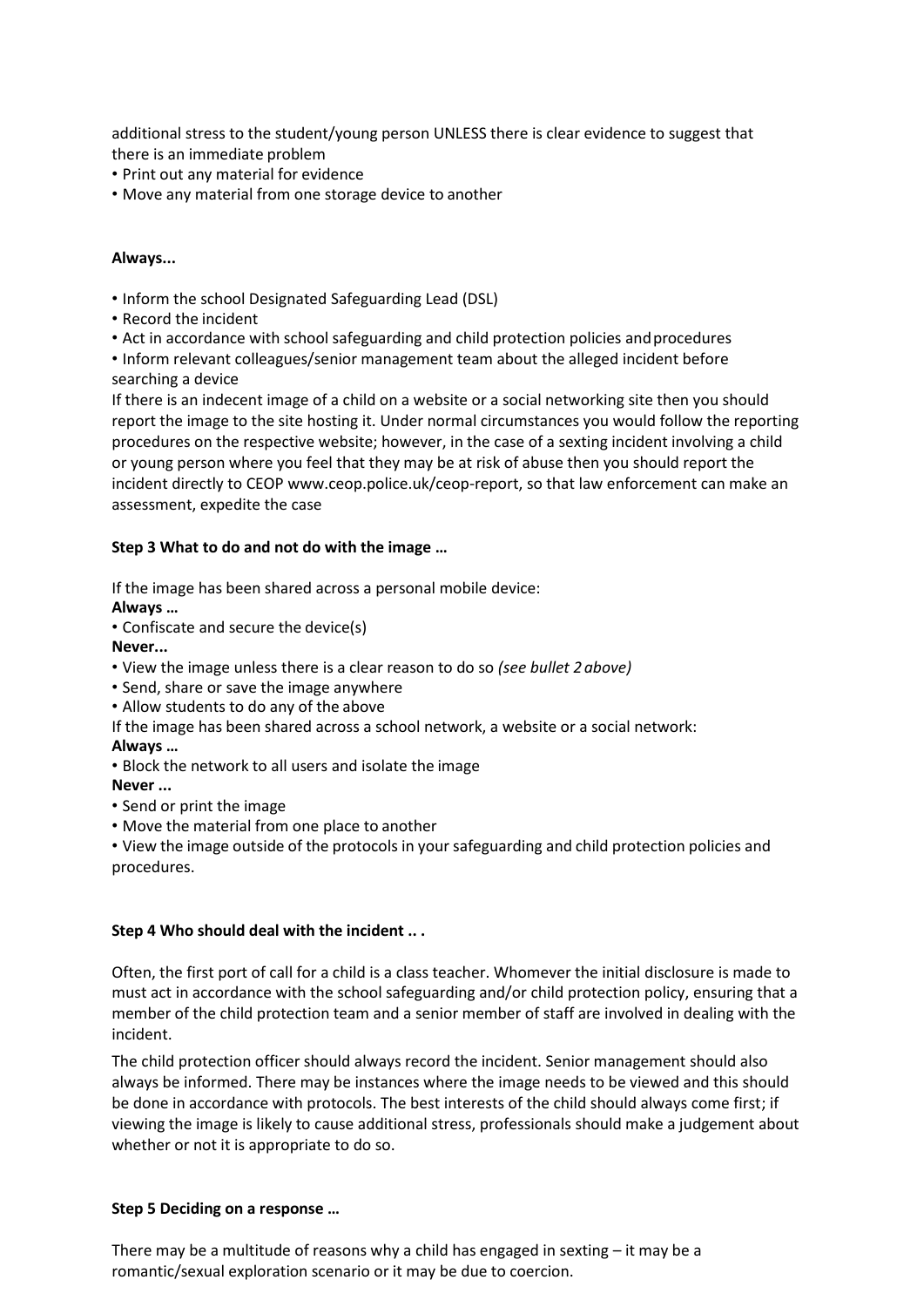additional stress to the student/young person UNLESS there is clear evidence to suggest that there is an immediate problem

- Print out any material for evidence
- Move any material from one storage device to another

**Always...**

- Inform the school Designated Safeguarding Lead (DSL)
- Record the incident
- Act in accordance with school safeguarding and child protection policies and procedures
- Inform relevant colleagues/senior management team about the alleged incident before searching a device

If there is an indecent image of a child on a website or a social networking site then you should report the image to the site hosting it. Under normal circumstances you would follow the reporting procedures on the respective website; however, in the case of a sexting incident involving a child or young person where you feel that they may be at risk of abuse then you should report the incident directly to CEOP www.ceop.police.uk/ceop-report, so that law enforcement can make an assessment, expedite the case

**Step 3 What to do and not do with the image …**

If the image has been shared across a personal mobile device:

**Always …**

- Confiscate and secure the device(s)

**Never...**

- View the image unless there is a clear reason to do so *(see bullet 2 above)*
- Send, share or save the image anywhere
- Allow students to do any of the above

If the image has been shared across a school network, a website or a social network:

**Always …**

- Block the network to all users and isolate the image

**Never ...**

- Send or print the image
- Move the material from one place to another
- View the image outside of the protocols in your safeguarding and child protection policies and procedures.

**Step 4 Who should deal with the incident .. .**

Often, the first port of call for a child is a class teacher. Whomever the initial disclosure is made to must act in accordance with the school safeguarding and/or child protection policy, ensuring that a member of the child protection team and a senior member of staff are involved in dealing with the incident.

The child protection officer should always record the incident. Senior management should also always be informed. There may be instances where the image needs to be viewed and this should be done in accordance with protocols. The best interests of the child should always come first; if viewing the image is likely to cause additional stress, professionals should make a judgement about whether or not it is appropriate to do so.

**Step 5 Deciding on a response …**

There may be a multitude of reasons why a child has engaged in sexting – it may be a romantic/sexual exploration scenario or it may be due to coercion.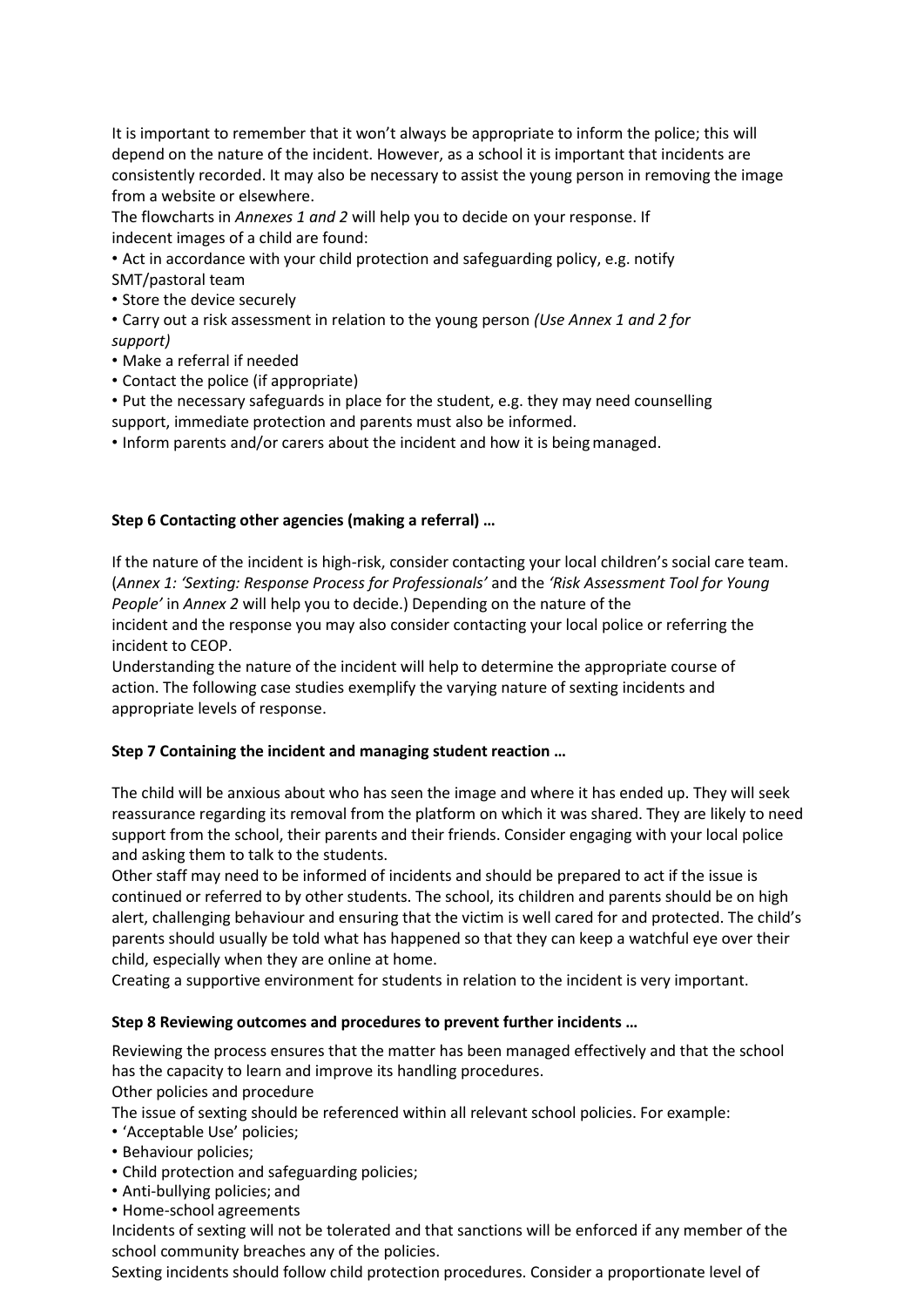It is important to remember that it won't always be appropriate to inform the police; this will depend on the nature of the incident. However, as a school it is important that incidents are consistently recorded. It may also be necessary to assist the young person in removing the image from a website or elsewhere.

The flowcharts in *Annexes 1 and 2* will help you to decide on your response. If indecent images of a child are found:

- Act in accordance with your child protection and safeguarding policy, e.g. notify SMT/pastoral team
- Store the device securely
- Carry out a risk assessment in relation to the young person *(Use Annex 1 and 2 for support)*
- Make a referral if needed
- Contact the police (if appropriate)
- Put the necessary safeguards in place for the student, e.g. they may need counselling support, immediate protection and parents must also be informed.
- Inform parents and/or carers about the incident and how it is being managed.

**Step 6 Contacting other agencies (making a referral) …**

If the nature of the incident is high-risk, consider contacting your local children's social care team. (*Annex 1: 'Sexting: Response Process for Professionals'* and the *'Risk Assessment Tool for Young People'* in *Annex 2* will help you to decide.) Depending on the nature of the incident and the response you may also consider contacting your local police or referring the incident to CEOP.

Understanding the nature of the incident will help to determine the appropriate course of action. The following case studies exemplify the varying nature of sexting incidents and appropriate levels of response.

**Step 7 Containing the incident and managing student reaction …**

The child will be anxious about who has seen the image and where it has ended up. They will seek reassurance regarding its removal from the platform on which it was shared. They are likely to need support from the school, their parents and their friends. Consider engaging with your local police and asking them to talk to the students.

Other staff may need to be informed of incidents and should be prepared to act if the issue is continued or referred to by other students. The school, its children and parents should be on high alert, challenging behaviour and ensuring that the victim is well cared for and protected. The child's parents should usually be told what has happened so that they can keep a watchful eye over their child, especially when they are online at home.

Creating a supportive environment for students in relation to the incident is very important.

**Step 8 Reviewing outcomes and procedures to prevent further incidents …**

Reviewing the process ensures that the matter has been managed effectively and that the school has the capacity to learn and improve its handling procedures.

Other policies and procedure

The issue of sexting should be referenced within all relevant school policies. For example:

- 'Acceptable Use' policies;
- Behaviour policies;
- Child protection and safeguarding policies;
- Anti-bullying policies; and
- Home-school agreements

Incidents of sexting will not be tolerated and that sanctions will be enforced if any member of the school community breaches any of the policies.

Sexting incidents should follow child protection procedures. Consider a proportionate level of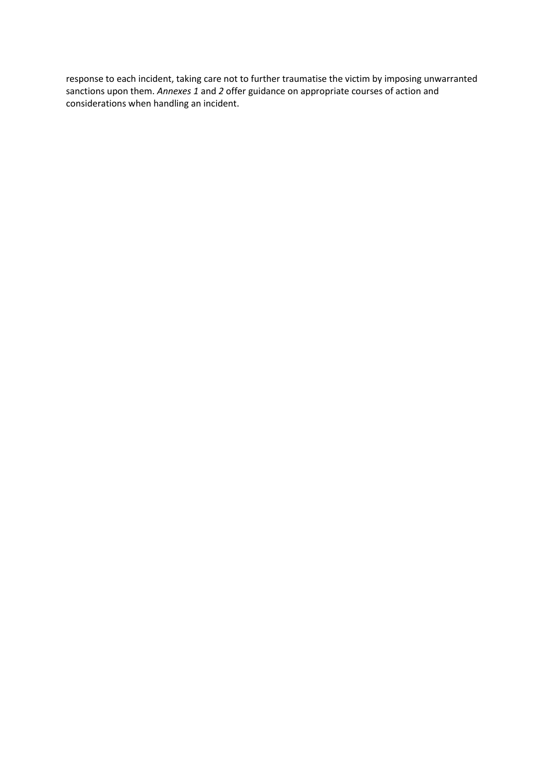response to each incident, taking care not to further traumatise the victim by imposing unwarranted sanctions upon them. *Annexes 1* and *2* offer guidance on appropriate courses of action and considerations when handling an incident.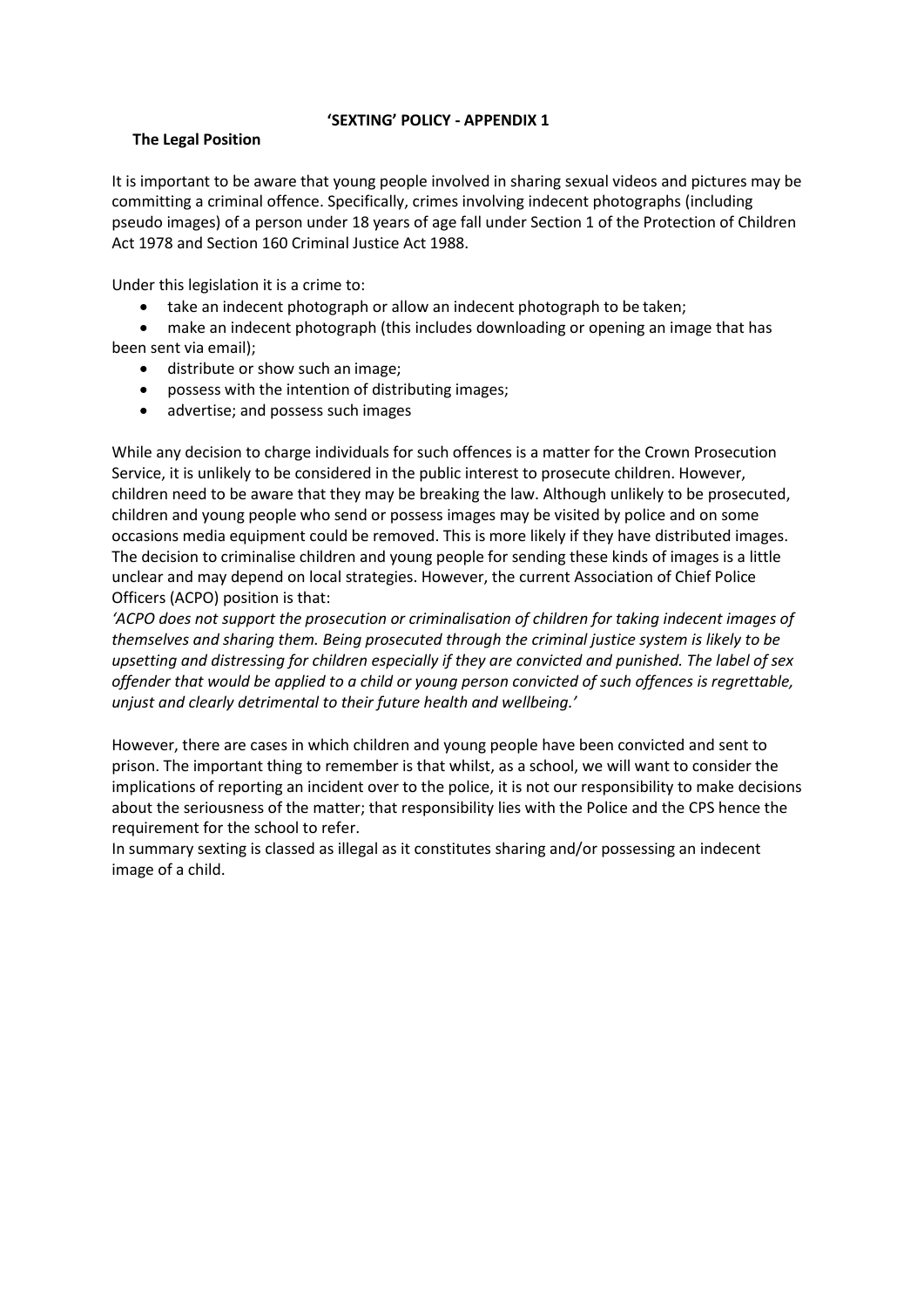## 'SEXTING' POLICY - APPENDIX 1

### The Legal Position

It is important to be aware that young people involved in sharing sexual videos and pictures may be committing a criminal offence. Specifically, crimes involving indecent photographs (including pseudo images) of a person under 18 years of age fall under Section 1 of the Protection of Children Act 1978 and Section 160 Criminal Justice Act 1988.

Under this legislation it is a crime to:

- take an indecent photograph or allow an indecent photograph to be taken;
- make an indecent photograph (this includes downloading or opening an image that has been sent via email);
- distribute or show such an image;
- possess with the intention of distributing images;
- advertise; and possess such images

While any decision to charge individuals for such offences is a matter for the Crown Prosecution Service, it is unlikely to be considered in the public interest to prosecute children. However, children need to be aware that they may be breaking the law. Although unlikely to be prosecuted, children and young people who send or possess images may be visited by police and on some occasions media equipment could be removed. This is more likely if they have distributed images. The decision to criminalise children and young people for sending these kinds of images is a little unclear and may depend on local strategies. However, the current Association of Chief Police Officers (ACPO) position is that:

*'ACPO does not support the prosecution or criminalisation of children for taking indecent images of themselves and sharing them. Being prosecuted through the criminal justice system is likely to be upsetting and distressing for children especially if they are convicted and punished. The label of sex offender that would be applied to a child or young person convicted of such offences is regrettable, unjust and clearly detrimental to their future health and wellbeing.'*

However, there are cases in which children and young people have been convicted and sent to prison. The important thing to remember is that whilst, as a school, we will want to consider the implications of reporting an incident over to the police, it is not our responsibility to make decisions about the seriousness of the matter; that responsibility lies with the Police and the CPS hence the requirement for the school to refer.

In summary sexting is classed as illegal as it constitutes sharing and/or possessing an indecent image of a child.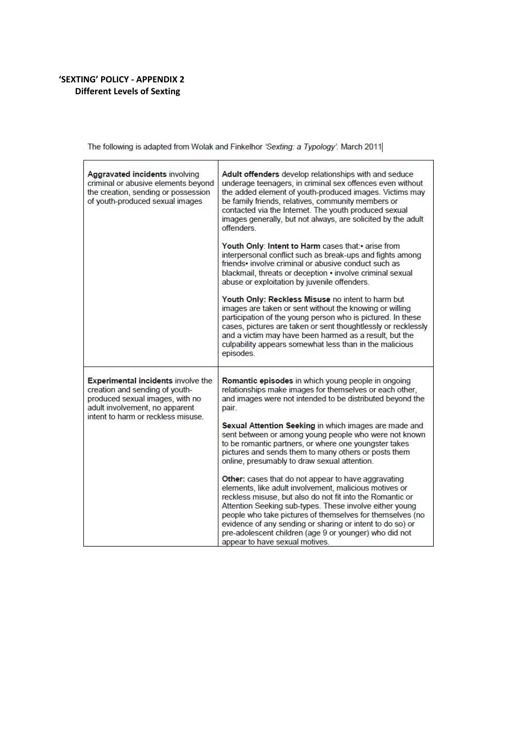**'SEXTING' POLICY - APPENDIX 2**

**Different Levels of Sexting**

The following is adapted from Wolak and Finkelhor *'Sexting: a Typology'*. March 2011

| | |
|---|---|
| **Aggravated incidents** involving criminal or abusive elements beyond the creation, sending or possession of youth-produced sexual images | **Adult offenders** develop relationships with and seduce underage teenagers, in criminal sex offences even without the added element of youth-produced images. Victims may be family friends, relatives, community members or contacted via the Internet. The youth produced sexual images generally, but not always, are solicited by the adult offenders.<br><br>**Youth Only**: **Intent to Harm** cases that:• arise from interpersonal conflict such as break-ups and fights among friends• involve criminal or abusive conduct such as blackmail, threats or deception • involve criminal sexual abuse or exploitation by juvenile offenders.<br><br>**Youth Only: Reckless Misuse** no intent to harm but images are taken or sent without the knowing or willing participation of the young person who is pictured. In these cases, pictures are taken or sent thoughtlessly or recklessly and a victim may have been harmed as a result, but the culpability appears somewhat less than in the malicious episodes. |
| **Experimental incidents** involve the creation and sending of youth-produced sexual images, with no adult involvement, no apparent intent to harm or reckless misuse. | **Romantic episodes** in which young people in ongoing relationships make images for themselves or each other, and images were not intended to be distributed beyond the pair.<br><br>**Sexual Attention Seeking** in which images are made and sent between or among young people who were not known to be romantic partners, or where one youngster takes pictures and sends them to many others or posts them online, presumably to draw sexual attention.<br><br>**Other:** cases that do not appear to have aggravating elements, like adult involvement, malicious motives or reckless misuse, but also do not fit into the Romantic or Attention Seeking sub-types. These involve either young people who take pictures of themselves for themselves (no evidence of any sending or sharing or intent to do so) or pre-adolescent children (age 9 or younger) who did not appear to have sexual motives. |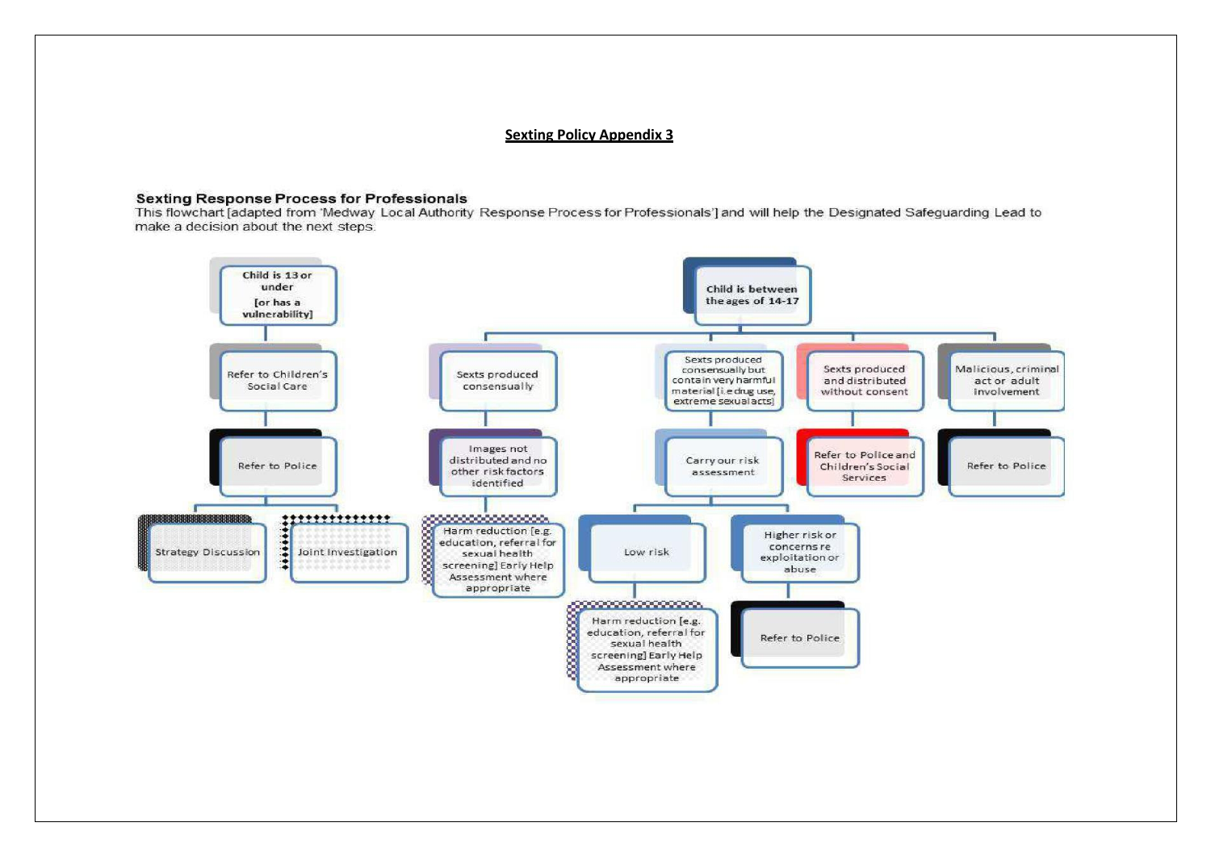**Sexting Policy Appendix 3**

## Sexting Response Process for Professionals

This flowchart [adapted from 'Medway Local Authority Response Process for Professionals'] and will help the Designated Safeguarding Lead to make a decision about the next steps.

**Child is 13 or under [or has a vulnerability]**

- Refer to Children's Social Care
  - Refer to Police
    - Strategy Discussion
    - Joint Investigation

**Child is between the ages of 14-17**

- Sexts produced consensually
  - Images not distributed and no other risk factors identified
    - Harm reduction [e.g. education, referral for sexual health screening] Early Help Assessment where appropriate
- Sexts produced consensually but contain very harmful material [i.e drug use, extreme sexual acts]
  - Carry our risk assessment
    - Low risk
      - Harm reduction [e.g. education, referral for sexual health screening] Early Help Assessment where appropriate
    - Higher risk or concerns re exploitation or abuse
      - Refer to Police
- Sexts produced and distributed without consent
  - Refer to Police and Children's Social Services
- Malicious, criminal act or adult involvement
  - Refer to Police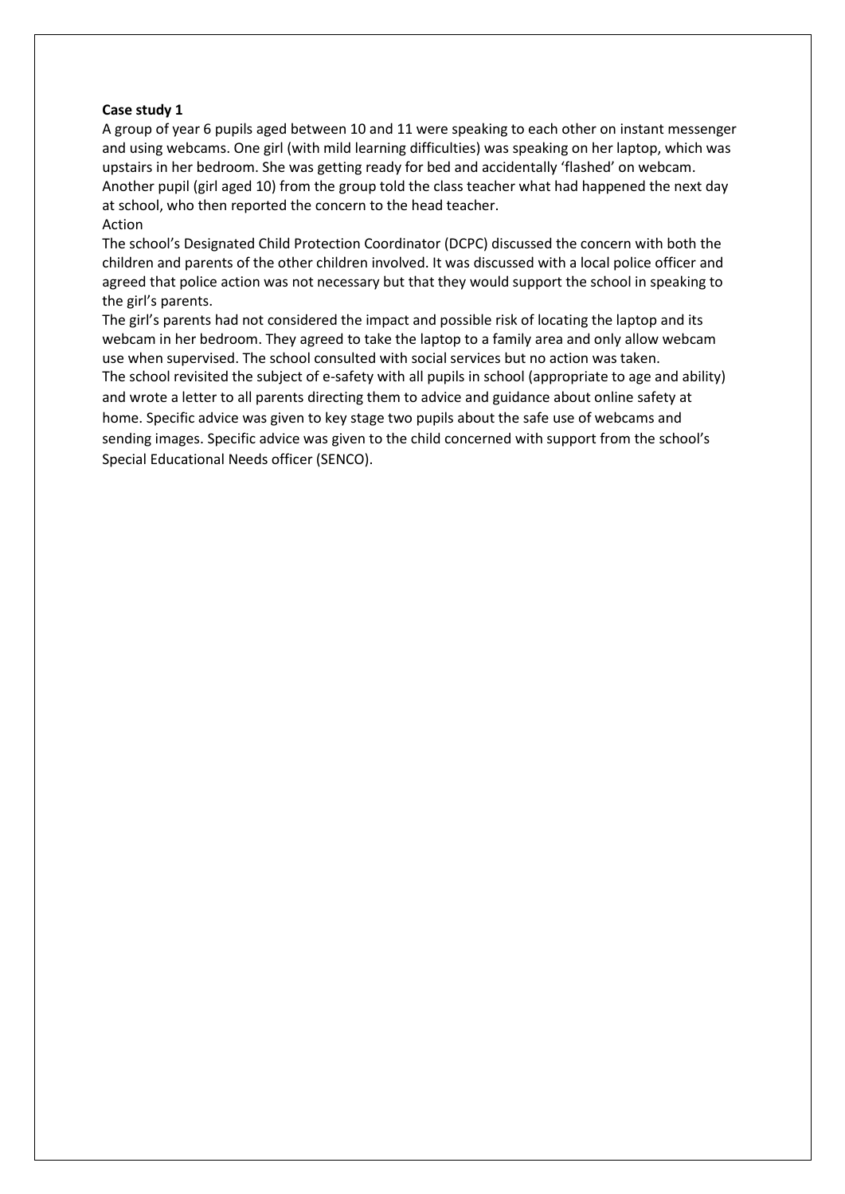**Case study 1**

A group of year 6 pupils aged between 10 and 11 were speaking to each other on instant messenger and using webcams. One girl (with mild learning difficulties) was speaking on her laptop, which was upstairs in her bedroom. She was getting ready for bed and accidentally 'flashed' on webcam. Another pupil (girl aged 10) from the group told the class teacher what had happened the next day at school, who then reported the concern to the head teacher.

Action

The school's Designated Child Protection Coordinator (DCPC) discussed the concern with both the children and parents of the other children involved. It was discussed with a local police officer and agreed that police action was not necessary but that they would support the school in speaking to the girl's parents.

The girl's parents had not considered the impact and possible risk of locating the laptop and its webcam in her bedroom. They agreed to take the laptop to a family area and only allow webcam use when supervised. The school consulted with social services but no action was taken.

The school revisited the subject of e-safety with all pupils in school (appropriate to age and ability) and wrote a letter to all parents directing them to advice and guidance about online safety at home. Specific advice was given to key stage two pupils about the safe use of webcams and sending images. Specific advice was given to the child concerned with support from the school's Special Educational Needs officer (SENCO).